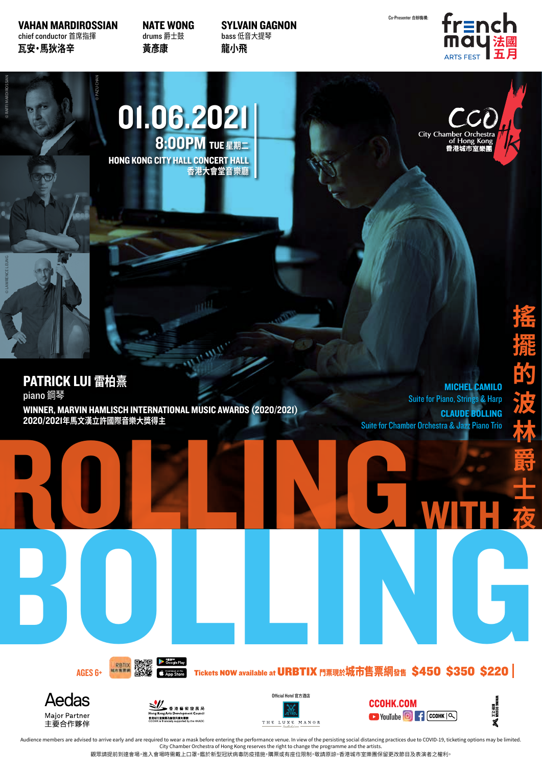**VAHAN MARDIROSSIAN**
chief conductor 首席指揮
瓦安·馬狄洛辛

**NATE WONG**
drums 爵士鼓
黃彥康

**SYLVAIN GAGNON**
bass 低音大提琴
龍小飛

Co-Presenter 合辦機構:
french may 法國五月 ARTS FEST

# 01.06.2021

**8:00PM** TUE 星期二

**HONG KONG CITY HALL CONCERT HALL**
**香港大會堂音樂廳**

CCO City Chamber Orchestra of Hong Kong
香港城市室樂團

## PATRICK LUI 雷柏熹

piano 鋼琴

**WINNER, MARVIN HAMLISCH INTERNATIONAL MUSIC AWARDS (2020/2021)**
**2020/2021年馬文漢立許國際音樂大獎得主**

**MICHEL CAMILO**
Suite for Piano, Strings & Harp

**CLAUDE BOLLING**
Suite for Chamber Orchestra & Jazz Piano Trio

# ROLLING WITH BOLLING

# 搖擺的波林爵士夜

AGES 6+

Tickets NOW available at **URBTIX** 門票現於城市售票網發售 **$450 $350 $220**

Aedas
Major Partner
主要合作夥伴

香港藝術發展局
Hong Kong Arts Development Council
香港城市室樂團為香港藝術發展局資助團體
CCOHK is financially supported by the HKADC

Official Hotel 官方酒店
THE LUXE MANOR

CCOHK.COM
YouTube CCOHK

Audience members are advised to arrive early and are required to wear a mask before entering the performance venue. In view of the persisting social distancing practices due to COVID-19, ticketing options may be limited. City Chamber Orchestra of Hong Kong reserves the right to change the programme and the artists.

觀眾請提前到達會場,進入會場時需戴上口罩。鑑於新型冠狀病毒防疫措施,購票或有座位限制,敬請原諒。香港城市室樂團保留更改節目及表演者之權利。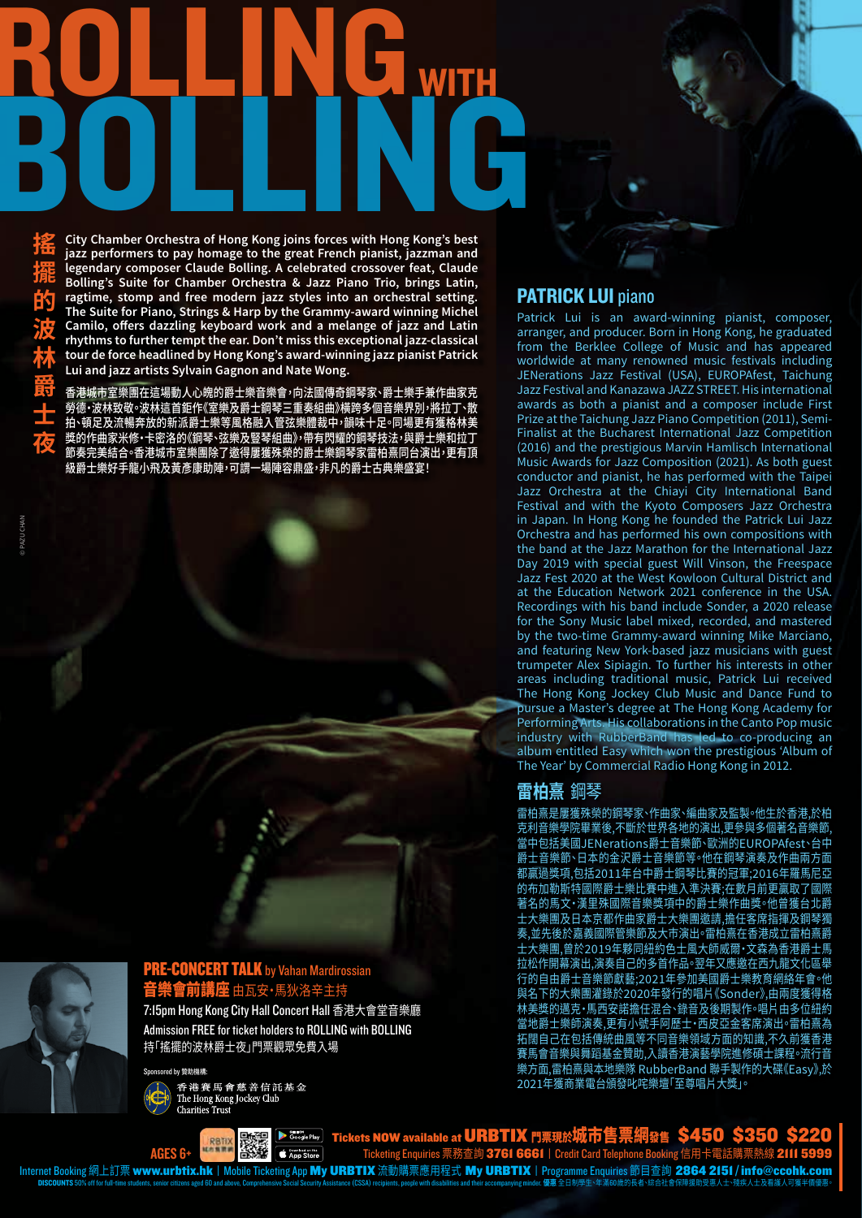# ROLLING WITH BOLLING

## 搖擺的波林爵士夜

**City Chamber Orchestra of Hong Kong joins forces with Hong Kong's best jazz performers to pay homage to the great French pianist, jazzman and legendary composer Claude Bolling. A celebrated crossover feat, Claude Bolling's Suite for Chamber Orchestra & Jazz Piano Trio, brings Latin, ragtime, stomp and free modern jazz styles into an orchestral setting. The Suite for Piano, Strings & Harp by the Grammy-award winning Michel Camilo, offers dazzling keyboard work and a melange of jazz and Latin rhythms to further tempt the ear. Don't miss this exceptional jazz-classical tour de force headlined by Hong Kong's award-winning jazz pianist Patrick Lui and jazz artists Sylvain Gagnon and Nate Wong.**

**香港城市室樂團在這場動人心魄的爵士音樂會，向法國傳奇鋼琴家、爵士樂手兼作曲家克勞德•波林致敬。波林這首鉅作《室樂及爵士鋼琴三重奏組曲》橫跨多個音樂界別，將拉丁、散拍、頓足及流暢奔放的新派爵士樂等風格融入管弦樂體裁中，韻味十足。同場更有獲格林美獎的作曲家米修•卡密洛的《鋼琴、弦樂及豎琴組曲》，帶有閃耀的鋼琴技法，與爵士樂和拉丁節奏完美結合。香港城市室樂團除了邀得屢獲殊榮的爵士樂鋼琴家雷柏熹同台演出，更有頂級爵士樂好手龍小飛及黃彥康助陣，可謂一場陣容鼎盛，非凡的爵士古典樂盛宴！**

© PAZU CHAN

## PATRICK LUI piano

Patrick Lui is an award-winning pianist, composer, arranger, and producer. Born in Hong Kong, he graduated from the Berklee College of Music and has appeared worldwide at many renowned music festivals including JENerations Jazz Festival (USA), EUROPAfest, Taichung Jazz Festival and Kanazawa JAZZ STREET. His international awards as both a pianist and a composer include First Prize at the Taichung Jazz Piano Competition (2011), Semi-Finalist at the Bucharest International Jazz Competition (2016) and the prestigious Marvin Hamlisch International Music Awards for Jazz Composition (2021). As both guest conductor and pianist, he has performed with the Taipei Jazz Orchestra at the Chiayi City International Band Festival and with the Kyoto Composers Jazz Orchestra in Japan. In Hong Kong he founded the Patrick Lui Jazz Orchestra and has performed his own compositions with the band at the Jazz Marathon for the International Jazz Day 2019 with special guest Will Vinson, the Freespace Jazz Fest 2020 at the West Kowloon Cultural District and at the Education Network 2021 conference in the USA. Recordings with his band include Sonder, a 2020 release for the Sony Music label mixed, recorded, and mastered by the two-time Grammy-award winning Mike Marciano, and featuring New York-based jazz musicians with guest trumpeter Alex Sipiagin. To further his interests in other areas including traditional music, Patrick Lui received The Hong Kong Jockey Club Music and Dance Fund to pursue a Master's degree at The Hong Kong Academy for Performing Arts. His collaborations in the Canto Pop music industry with RubberBand has led to co-producing an album entitled Easy which won the prestigious 'Album of The Year' by Commercial Radio Hong Kong in 2012.

## 雷柏熹 鋼琴

雷柏熹是屢獲殊榮的鋼琴家、作曲家、編曲家及監製。他生於香港，於柏克利音樂學院畢業後，不斷於世界各地的演出，更參與多個著名音樂節，當中包括美國JENerations爵士音樂節、歐洲的EUROPAfest、台中爵士音樂節、日本的金沢爵士音樂節等。他在鋼琴演奏及作曲兩方面都贏過獎項，包括2011年台中爵士鋼琴比賽的冠軍；2016年羅馬尼亞的布加勒斯特國際爵士樂比賽中進入準決賽；在數月前更贏取了國際著名的馬文•漢里殊國際音樂獎項中的爵士樂作曲獎。他曾獲台北爵士大樂團及日本京都作曲家爵士大樂團邀請，擔任客席指揮及鋼琴獨奏，並先後於嘉義國際管樂節及大市演出。雷柏熹在香港成立雷柏熹爵士大樂團，曾於2019年夥同紐約色士風大師威爾•文森為香港爵士馬拉松作開幕演出，演奏自己的多首作品。翌年又應邀在西九龍文化區舉行的自由爵士音樂節獻藝；2021年參加美國爵士樂教育網絡年會。他與名下的大樂團灌錄於2020年發行的唱片《Sonder》，由兩度獲得格林美獎的邁克•馬西安諾擔任混合、錄音及後期製作。唱片由多位紐約當地爵士樂師演奏，更有小號手阿歷士•西皮亞金客席演出。雷柏熹為拓闊自己在包括傳統曲風等不同音樂領域方面的知識，不久前獲香港賽馬會音樂與舞蹈基金贊助，入讀香港演藝學院進修碩士課程。流行音樂方面，雷柏熹與本地樂隊 RubberBand 聯手製作的大碟《Easy》，於2021年獲商業電台頒發叱咤樂壇「至尊唱片大獎」。

## PRE-CONCERT TALK by Vahan Mardirossian
## 音樂會前講座 由瓦安•馬狄洛辛主持

7:15pm Hong Kong City Hall Concert Hall 香港大會堂音樂廳

Admission FREE for ticket holders to ROLLING with BOLLING

持「搖擺的波林爵士夜」門票觀眾免費入場

Sponsored by 贊助機構:

香港賽馬會慈善信託基金 The Hong Kong Jockey Club Charities Trust

AGES 6+

**Tickets NOW available at URBTIX 門票現於城市售票網發售 $450 $350 $220**

Ticketing Enquiries 票務查詢 **3761 6661** | Credit Card Telephone Booking 信用卡電話購票熱線 **2111 5999**

Internet Booking 網上訂票 **www.urbtix.hk** | Mobile Ticketing App **My URBTIX** 流動購票應用程式 **My URBTIX** | Programme Enquiries 節目查詢 **2864 2151 / info@ccohk.com**

**DISCOUNTS** 50% off for full-time students, senior citizens aged 60 and above, Comprehensive Social Security Assistance (CSSA) recipients, people with disabilities and their accompanying minder. **優惠** 全日制學生、年滿60歲的長者、綜合社會保障援助受惠人士、殘疾人士及看護人可獲半價優惠。